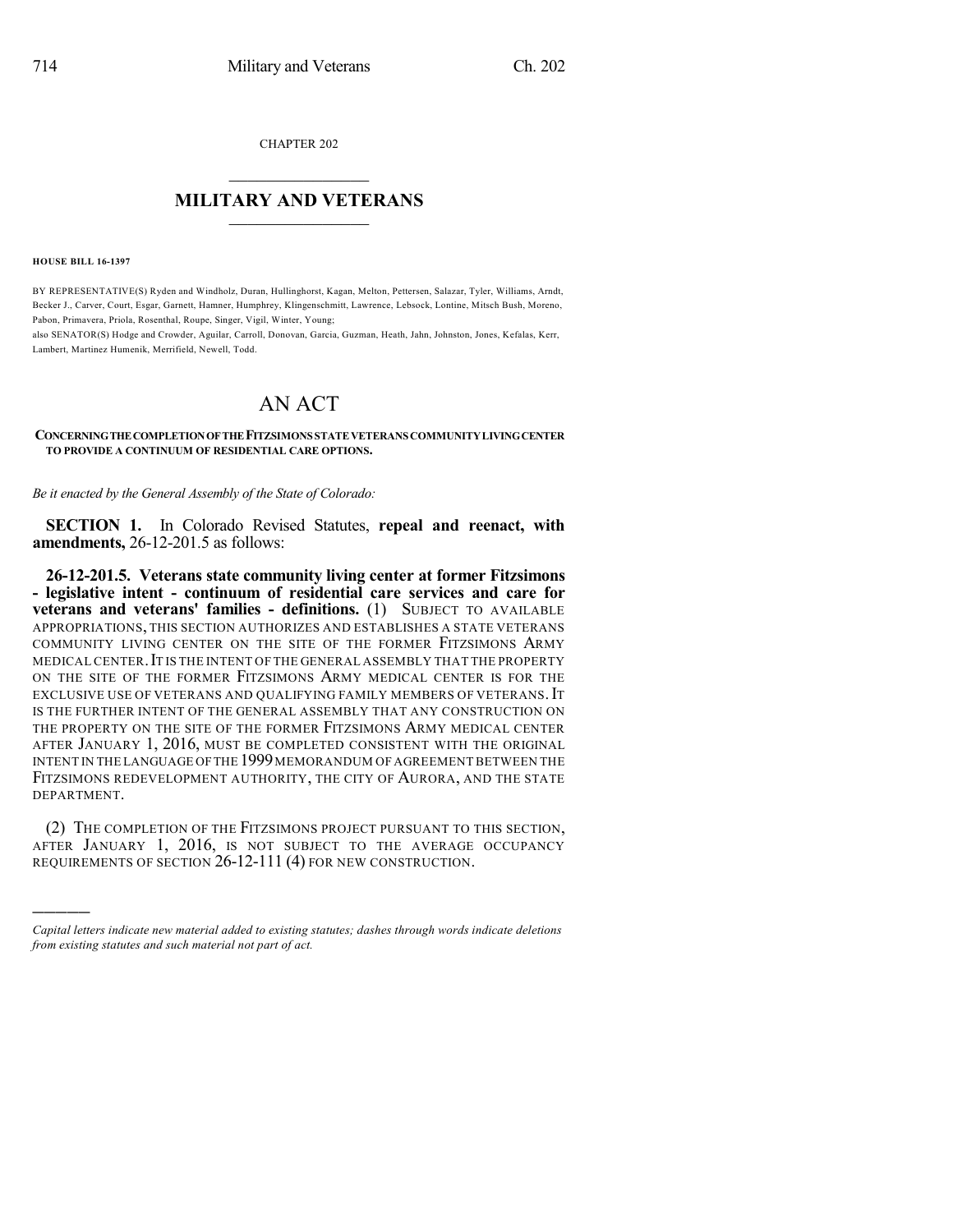CHAPTER 202

# MILITARY AND VETERANS

**HOUSE BILL 16-1397**

BY REPRESENTATIVE(S) Ryden and Windholz, Duran, Hullinghorst, Kagan, Melton, Pettersen, Salazar, Tyler, Williams, Arndt, Becker J., Carver, Court, Esgar, Garnett, Hamner, Humphrey, Klingenschmitt, Lawrence, Lebsock, Lontine, Mitsch Bush, Moreno, Pabon, Primavera, Priola, Rosenthal, Roupe, Singer, Vigil, Winter, Young;
also SENATOR(S) Hodge and Crowder, Aguilar, Carroll, Donovan, Garcia, Guzman, Heath, Jahn, Johnston, Jones, Kefalas, Kerr, Lambert, Martinez Humenik, Merrifield, Newell, Todd.

# AN ACT

**CONCERNING THE COMPLETION OF THE FITZSIMONS STATE VETERANS COMMUNITY LIVING CENTER TO PROVIDE A CONTINUUM OF RESIDENTIAL CARE OPTIONS.**

*Be it enacted by the General Assembly of the State of Colorado:*

**SECTION 1.** In Colorado Revised Statutes, **repeal and reenact, with amendments,** 26-12-201.5 as follows:

**26-12-201.5. Veterans state community living center at former Fitzsimons - legislative intent - continuum of residential care services and care for veterans and veterans' families - definitions.** (1) SUBJECT TO AVAILABLE APPROPRIATIONS, THIS SECTION AUTHORIZES AND ESTABLISHES A STATE VETERANS COMMUNITY LIVING CENTER ON THE SITE OF THE FORMER FITZSIMONS ARMY MEDICAL CENTER. IT IS THE INTENT OF THE GENERAL ASSEMBLY THAT THE PROPERTY ON THE SITE OF THE FORMER FITZSIMONS ARMY MEDICAL CENTER IS FOR THE EXCLUSIVE USE OF VETERANS AND QUALIFYING FAMILY MEMBERS OF VETERANS. IT IS THE FURTHER INTENT OF THE GENERAL ASSEMBLY THAT ANY CONSTRUCTION ON THE PROPERTY ON THE SITE OF THE FORMER FITZSIMONS ARMY MEDICAL CENTER AFTER JANUARY 1, 2016, MUST BE COMPLETED CONSISTENT WITH THE ORIGINAL INTENT IN THE LANGUAGE OF THE 1999 MEMORANDUM OF AGREEMENT BETWEEN THE FITZSIMONS REDEVELOPMENT AUTHORITY, THE CITY OF AURORA, AND THE STATE DEPARTMENT.

(2) THE COMPLETION OF THE FITZSIMONS PROJECT PURSUANT TO THIS SECTION, AFTER JANUARY 1, 2016, IS NOT SUBJECT TO THE AVERAGE OCCUPANCY REQUIREMENTS OF SECTION 26-12-111 (4) FOR NEW CONSTRUCTION.

---

*Capital letters indicate new material added to existing statutes; dashes through words indicate deletions from existing statutes and such material not part of act.*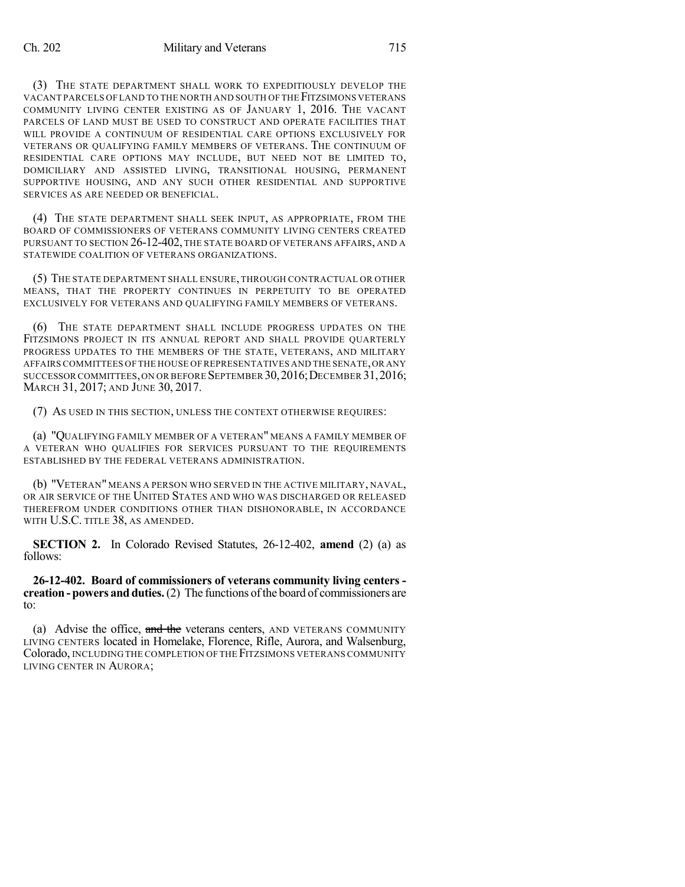(3) THE STATE DEPARTMENT SHALL WORK TO EXPEDITIOUSLY DEVELOP THE VACANT PARCELS OF LAND TO THE NORTH AND SOUTH OF THE FITZSIMONS VETERANS COMMUNITY LIVING CENTER EXISTING AS OF JANUARY 1, 2016. THE VACANT PARCELS OF LAND MUST BE USED TO CONSTRUCT AND OPERATE FACILITIES THAT WILL PROVIDE A CONTINUUM OF RESIDENTIAL CARE OPTIONS EXCLUSIVELY FOR VETERANS OR QUALIFYING FAMILY MEMBERS OF VETERANS. THE CONTINUUM OF RESIDENTIAL CARE OPTIONS MAY INCLUDE, BUT NEED NOT BE LIMITED TO, DOMICILIARY AND ASSISTED LIVING, TRANSITIONAL HOUSING, PERMANENT SUPPORTIVE HOUSING, AND ANY SUCH OTHER RESIDENTIAL AND SUPPORTIVE SERVICES AS ARE NEEDED OR BENEFICIAL.

(4) THE STATE DEPARTMENT SHALL SEEK INPUT, AS APPROPRIATE, FROM THE BOARD OF COMMISSIONERS OF VETERANS COMMUNITY LIVING CENTERS CREATED PURSUANT TO SECTION 26-12-402, THE STATE BOARD OF VETERANS AFFAIRS, AND A STATEWIDE COALITION OF VETERANS ORGANIZATIONS.

(5) THE STATE DEPARTMENT SHALL ENSURE, THROUGH CONTRACTUAL OR OTHER MEANS, THAT THE PROPERTY CONTINUES IN PERPETUITY TO BE OPERATED EXCLUSIVELY FOR VETERANS AND QUALIFYING FAMILY MEMBERS OF VETERANS.

(6) THE STATE DEPARTMENT SHALL INCLUDE PROGRESS UPDATES ON THE FITZSIMONS PROJECT IN ITS ANNUAL REPORT AND SHALL PROVIDE QUARTERLY PROGRESS UPDATES TO THE MEMBERS OF THE STATE, VETERANS, AND MILITARY AFFAIRS COMMITTEES OF THE HOUSE OF REPRESENTATIVES AND THE SENATE, OR ANY SUCCESSOR COMMITTEES, ON OR BEFORE SEPTEMBER 30, 2016; DECEMBER 31, 2016; MARCH 31, 2017; AND JUNE 30, 2017.

(7) AS USED IN THIS SECTION, UNLESS THE CONTEXT OTHERWISE REQUIRES:

(a) "QUALIFYING FAMILY MEMBER OF A VETERAN" MEANS A FAMILY MEMBER OF A VETERAN WHO QUALIFIES FOR SERVICES PURSUANT TO THE REQUIREMENTS ESTABLISHED BY THE FEDERAL VETERANS ADMINISTRATION.

(b) "VETERAN" MEANS A PERSON WHO SERVED IN THE ACTIVE MILITARY, NAVAL, OR AIR SERVICE OF THE UNITED STATES AND WHO WAS DISCHARGED OR RELEASED THEREFROM UNDER CONDITIONS OTHER THAN DISHONORABLE, IN ACCORDANCE WITH U.S.C. TITLE 38, AS AMENDED.

**SECTION 2.** In Colorado Revised Statutes, 26-12-402, **amend** (2) (a) as follows:

**26-12-402. Board of commissioners of veterans community living centers - creation - powers and duties.** (2) The functions of the board of commissioners are to:

(a) Advise the office, ~~and the~~ veterans centers, AND VETERANS COMMUNITY LIVING CENTERS located in Homelake, Florence, Rifle, Aurora, and Walsenburg, Colorado, INCLUDING THE COMPLETION OF THE FITZSIMONS VETERANS COMMUNITY LIVING CENTER IN AURORA;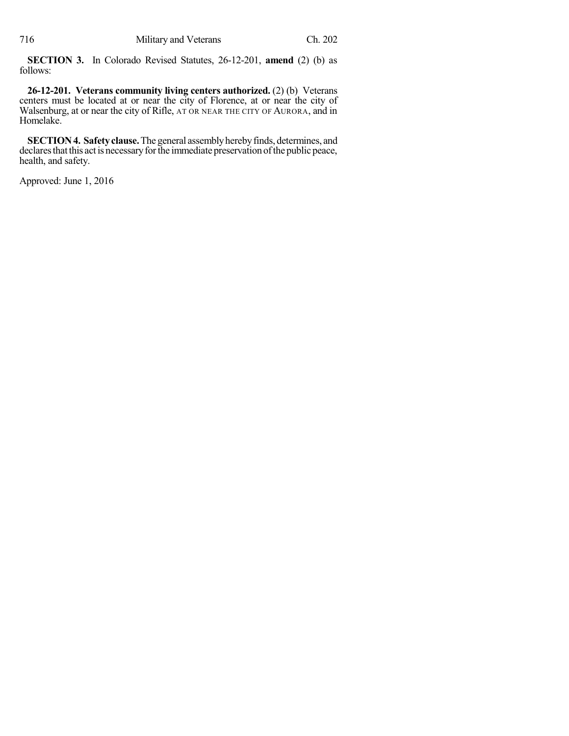**SECTION 3.** In Colorado Revised Statutes, 26-12-201, **amend** (2) (b) as follows:

**26-12-201. Veterans community living centers authorized.** (2) (b) Veterans centers must be located at or near the city of Florence, at or near the city of Walsenburg, at or near the city of Rifle, AT OR NEAR THE CITY OF AURORA, and in Homelake.

**SECTION 4. Safety clause.** The general assembly hereby finds, determines, and declares that this act is necessary for the immediate preservation of the public peace, health, and safety.

Approved: June 1, 2016